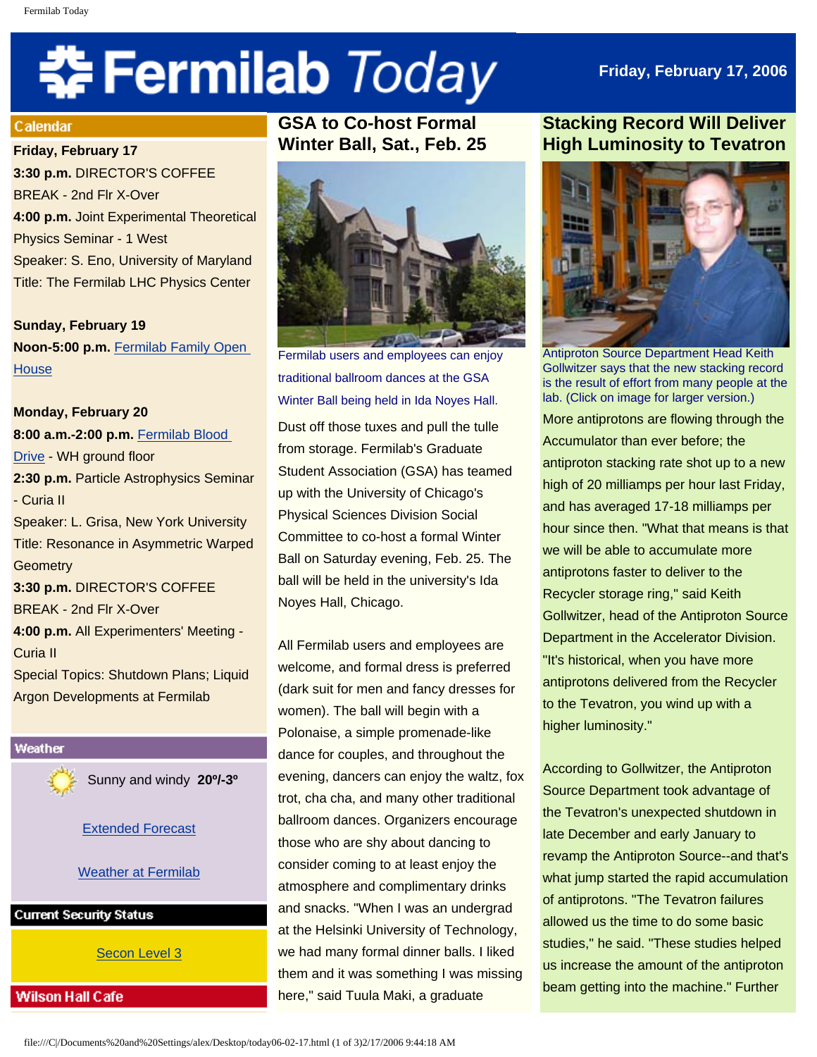# Fermilab Today

Friday, February 17, 2006

## Calendar

**Friday, February 17**
**3:30 p.m.** DIRECTOR'S COFFEE BREAK - 2nd Flr X-Over
**4:00 p.m.** Joint Experimental Theoretical Physics Seminar - 1 West
Speaker: S. Eno, University of Maryland
Title: The Fermilab LHC Physics Center

**Sunday, February 19**
**Noon-5:00 p.m.** Fermilab Family Open House

**Monday, February 20**
**8:00 a.m.-2:00 p.m.** Fermilab Blood Drive - WH ground floor
**2:30 p.m.** Particle Astrophysics Seminar - Curia II
Speaker: L. Grisa, New York University
Title: Resonance in Asymmetric Warped Geometry
**3:30 p.m.** DIRECTOR'S COFFEE BREAK - 2nd Flr X-Over
**4:00 p.m.** All Experimenters' Meeting - Curia II
Special Topics: Shutdown Plans; Liquid Argon Developments at Fermilab

## Weather

Sunny and windy **20º/-3º**

Extended Forecast

Weather at Fermilab

## Current Security Status

Secon Level 3

## Wilson Hall Cafe

## GSA to Co-host Formal Winter Ball, Sat., Feb. 25

Fermilab users and employees can enjoy traditional ballroom dances at the GSA Winter Ball being held in Ida Noyes Hall.

Dust off those tuxes and pull the tulle from storage. Fermilab's Graduate Student Association (GSA) has teamed up with the University of Chicago's Physical Sciences Division Social Committee to co-host a formal Winter Ball on Saturday evening, Feb. 25. The ball will be held in the university's Ida Noyes Hall, Chicago.

All Fermilab users and employees are welcome, and formal dress is preferred (dark suit for men and fancy dresses for women). The ball will begin with a Polonaise, a simple promenade-like dance for couples, and throughout the evening, dancers can enjoy the waltz, fox trot, cha cha, and many other traditional ballroom dances. Organizers encourage those who are shy about dancing to consider coming to at least enjoy the atmosphere and complimentary drinks and snacks. "When I was an undergrad at the Helsinki University of Technology, we had many formal dinner balls. I liked them and it was something I was missing here," said Tuula Maki, a graduate

## Stacking Record Will Deliver High Luminosity to Tevatron

Antiproton Source Department Head Keith Gollwitzer says that the new stacking record is the result of effort from many people at the lab. (Click on image for larger version.)

More antiprotons are flowing through the Accumulator than ever before; the antiproton stacking rate shot up to a new high of 20 milliamps per hour last Friday, and has averaged 17-18 milliamps per hour since then. "What that means is that we will be able to accumulate more antiprotons faster to deliver to the Recycler storage ring," said Keith Gollwitzer, head of the Antiproton Source Department in the Accelerator Division. "It's historical, when you have more antiprotons delivered from the Recycler to the Tevatron, you wind up with a higher luminosity."

According to Gollwitzer, the Antiproton Source Department took advantage of the Tevatron's unexpected shutdown in late December and early January to revamp the Antiproton Source--and that's what jump started the rapid accumulation of antiprotons. "The Tevatron failures allowed us the time to do some basic studies," he said. "These studies helped us increase the amount of the antiproton beam getting into the machine." Further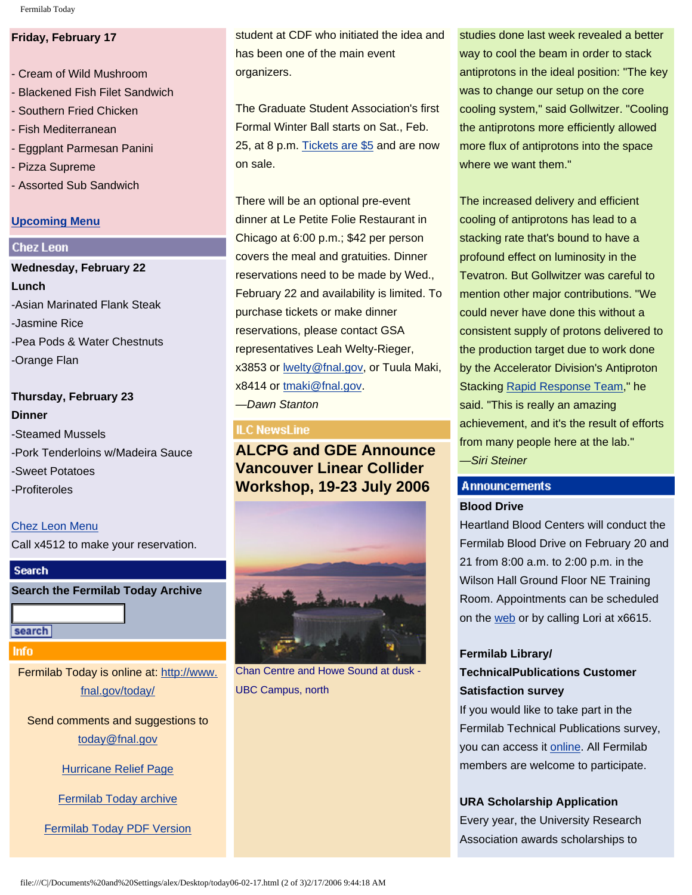**Friday, February 17**

- Cream of Wild Mushroom
- Blackened Fish Filet Sandwich
- Southern Fried Chicken
- Fish Mediterranean
- Eggplant Parmesan Panini
- Pizza Supreme
- Assorted Sub Sandwich

[Upcoming Menu]

## Chez Leon

**Wednesday, February 22**
**Lunch**
-Asian Marinated Flank Steak
-Jasmine Rice
-Pea Pods & Water Chestnuts
-Orange Flan

**Thursday, February 23**
**Dinner**
-Steamed Mussels
-Pork Tenderloins w/Madeira Sauce
-Sweet Potatoes
-Profiteroles

Chez Leon Menu
Call x4512 to make your reservation.

## Search

**Search the Fermilab Today Archive**

search

## Info

Fermilab Today is online at: http://www.fnal.gov/today/

Send comments and suggestions to today@fnal.gov

Hurricane Relief Page

Fermilab Today archive

Fermilab Today PDF Version

student at CDF who initiated the idea and has been one of the main event organizers.

The Graduate Student Association's first Formal Winter Ball starts on Sat., Feb. 25, at 8 p.m. Tickets are $5 and are now on sale.

There will be an optional pre-event dinner at Le Petite Folie Restaurant in Chicago at 6:00 p.m.; $42 per person covers the meal and gratuities. Dinner reservations need to be made by Wed., February 22 and availability is limited. To purchase tickets or make dinner reservations, please contact GSA representatives Leah Welty-Rieger, x3853 or lwelty@fnal.gov, or Tuula Maki, x8414 or tmaki@fnal.gov.
*—Dawn Stanton*

## ILC NewsLine

### ALCPG and GDE Announce Vancouver Linear Collider Workshop, 19-23 July 2006

Chan Centre and Howe Sound at dusk - UBC Campus, north

studies done last week revealed a better way to cool the beam in order to stack antiprotons in the ideal position: "The key was to change our setup on the core cooling system," said Gollwitzer. "Cooling the antiprotons more efficiently allowed more flux of antiprotons into the space where we want them."

The increased delivery and efficient cooling of antiprotons has lead to a stacking rate that's bound to have a profound effect on luminosity in the Tevatron. But Gollwitzer was careful to mention other major contributions. "We could never have done this without a consistent supply of protons delivered to the production target due to work done by the Accelerator Division's Antiproton Stacking Rapid Response Team," he said. "This is really an amazing achievement, and it's the result of efforts from many people here at the lab."
*—Siri Steiner*

## Announcements

**Blood Drive**
Heartland Blood Centers will conduct the Fermilab Blood Drive on February 20 and 21 from 8:00 a.m. to 2:00 p.m. in the Wilson Hall Ground Floor NE Training Room. Appointments can be scheduled on the web or by calling Lori at x6615.

**Fermilab Library/ TechnicalPublications Customer Satisfaction survey**
If you would like to take part in the Fermilab Technical Publications survey, you can access it online. All Fermilab members are welcome to participate.

**URA Scholarship Application**
Every year, the University Research Association awards scholarships to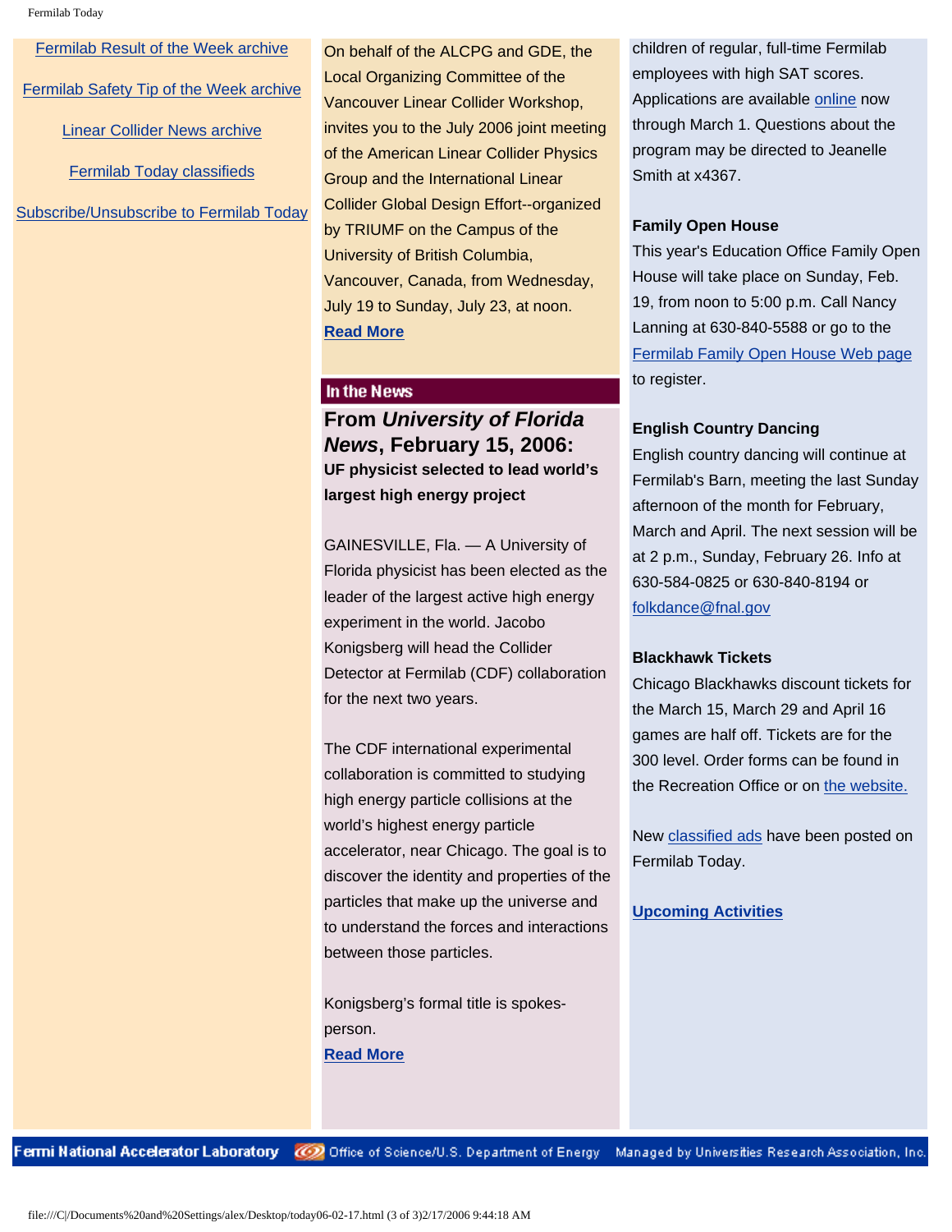Fermilab Result of the Week archive

Fermilab Safety Tip of the Week archive

Linear Collider News archive

Fermilab Today classifieds

Subscribe/Unsubscribe to Fermilab Today

On behalf of the ALCPG and GDE, the Local Organizing Committee of the Vancouver Linear Collider Workshop, invites you to the July 2006 joint meeting of the American Linear Collider Physics Group and the International Linear Collider Global Design Effort--organized by TRIUMF on the Campus of the University of British Columbia, Vancouver, Canada, from Wednesday, July 19 to Sunday, July 23, at noon.
**Read More**

## In the News

### From *University of Florida News*, February 15, 2006:

**UF physicist selected to lead world's largest high energy project**

GAINESVILLE, Fla. — A University of Florida physicist has been elected as the leader of the largest active high energy experiment in the world. Jacobo Konigsberg will head the Collider Detector at Fermilab (CDF) collaboration for the next two years.

The CDF international experimental collaboration is committed to studying high energy particle collisions at the world's highest energy particle accelerator, near Chicago. The goal is to discover the identity and properties of the particles that make up the universe and to understand the forces and interactions between those particles.

Konigsberg's formal title is spokes-person.
**Read More**

children of regular, full-time Fermilab employees with high SAT scores. Applications are available online now through March 1. Questions about the program may be directed to Jeanelle Smith at x4367.

**Family Open House**
This year's Education Office Family Open House will take place on Sunday, Feb. 19, from noon to 5:00 p.m. Call Nancy Lanning at 630-840-5588 or go to the Fermilab Family Open House Web page to register.

**English Country Dancing**
English country dancing will continue at Fermilab's Barn, meeting the last Sunday afternoon of the month for February, March and April. The next session will be at 2 p.m., Sunday, February 26. Info at 630-584-0825 or 630-840-8194 or folkdance@fnal.gov

**Blackhawk Tickets**
Chicago Blackhawks discount tickets for the March 15, March 29 and April 16 games are half off. Tickets are for the 300 level. Order forms can be found in the Recreation Office or on the website.

New classified ads have been posted on Fermilab Today.

**Upcoming Activities**

Fermi National Accelerator Laboratory | Office of Science/U.S. Department of Energy | Managed by Universities Research Association, Inc.